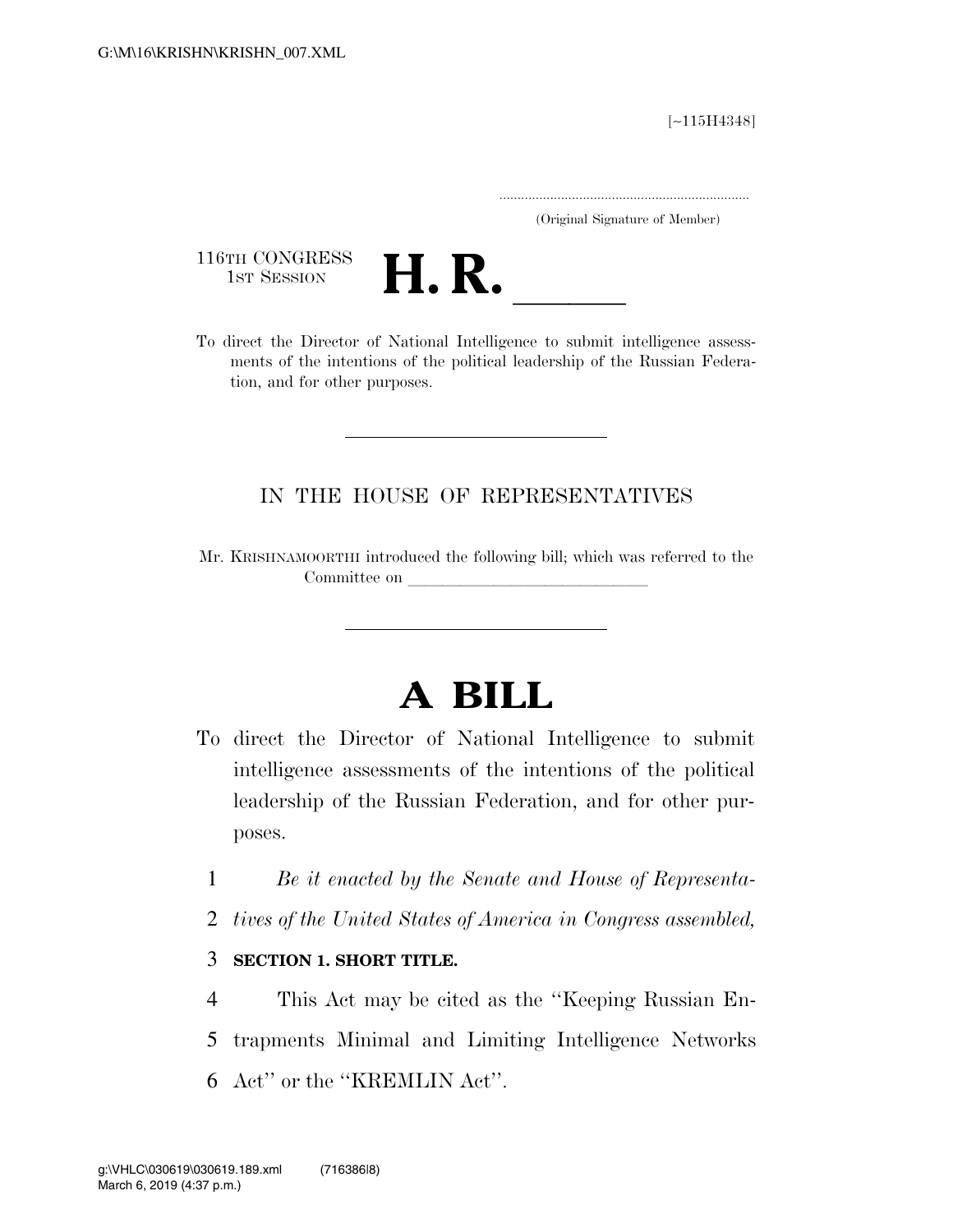G:\M\16\KRISHN\KRISHN_007.XML

[~115H4348]

.....................................................................
(Original Signature of Member)

116TH CONGRESS
1ST SESSION

# H. R. \_\_\_\_\_\_

To direct the Director of National Intelligence to submit intelligence assessments of the intentions of the political leadership of the Russian Federation, and for other purposes.

---

IN THE HOUSE OF REPRESENTATIVES

Mr. KRISHNAMOORTHI introduced the following bill; which was referred to the Committee on \_\_\_\_\_\_\_\_\_\_\_\_\_\_\_\_\_\_\_\_\_\_\_\_\_\_\_\_\_\_

---

# A BILL

To direct the Director of National Intelligence to submit intelligence assessments of the intentions of the political leadership of the Russian Federation, and for other purposes.

1 *Be it enacted by the Senate and House of Representa-*
2 *tives of the United States of America in Congress assembled,*

3 **SECTION 1. SHORT TITLE.**

4 This Act may be cited as the ''Keeping Russian En-
5 trapments Minimal and Limiting Intelligence Networks
6 Act'' or the ''KREMLIN Act''.

g:\VHLC\030619\030619.189.xml (716386|8)
March 6, 2019 (4:37 p.m.)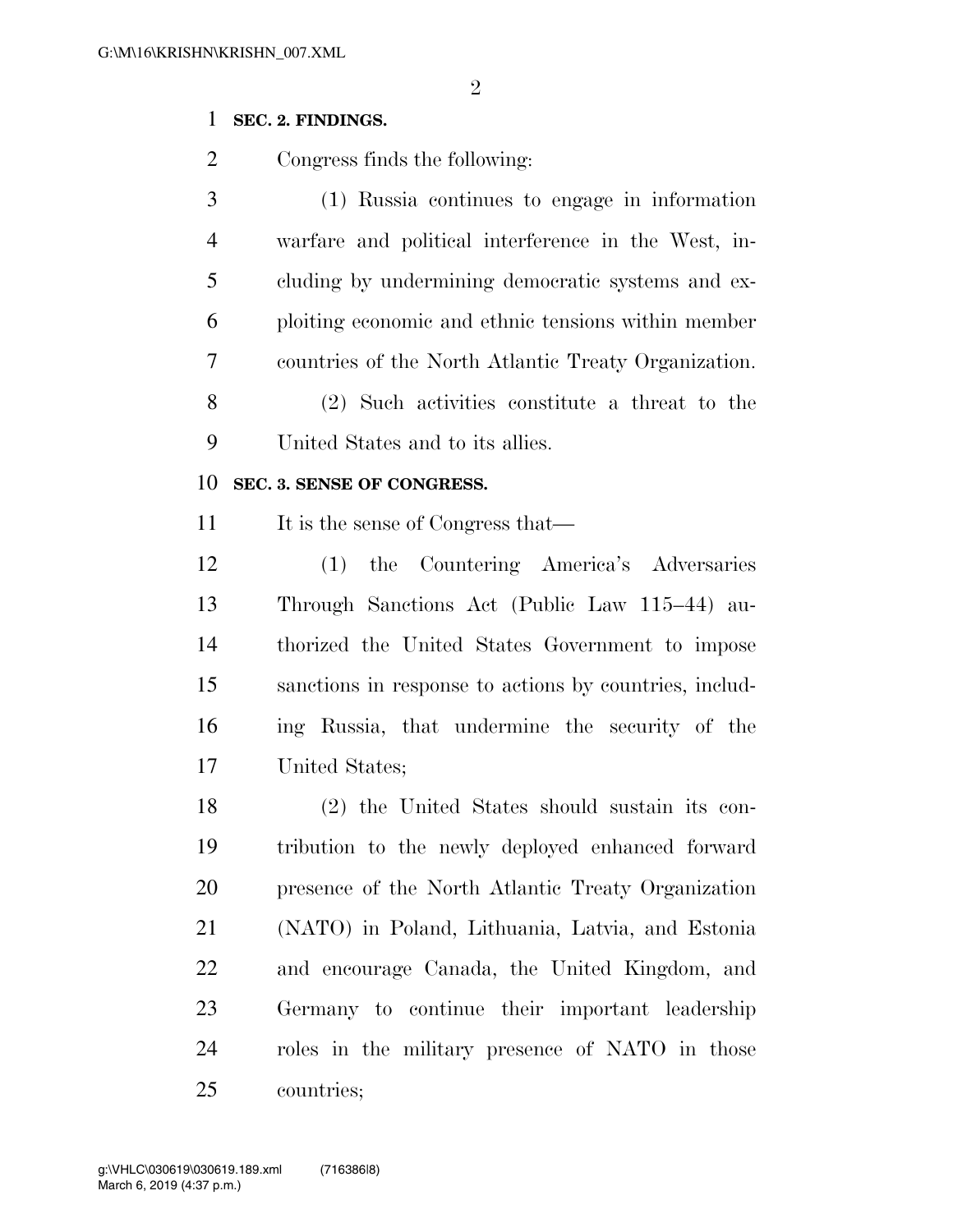**SEC. 2. FINDINGS.**

Congress finds the following:

(1) Russia continues to engage in information warfare and political interference in the West, including by undermining democratic systems and exploiting economic and ethnic tensions within member countries of the North Atlantic Treaty Organization.

(2) Such activities constitute a threat to the United States and to its allies.

**SEC. 3. SENSE OF CONGRESS.**

It is the sense of Congress that—

(1) the Countering America's Adversaries Through Sanctions Act (Public Law 115–44) authorized the United States Government to impose sanctions in response to actions by countries, including Russia, that undermine the security of the United States;

(2) the United States should sustain its contribution to the newly deployed enhanced forward presence of the North Atlantic Treaty Organization (NATO) in Poland, Lithuania, Latvia, and Estonia and encourage Canada, the United Kingdom, and Germany to continue their important leadership roles in the military presence of NATO in those countries;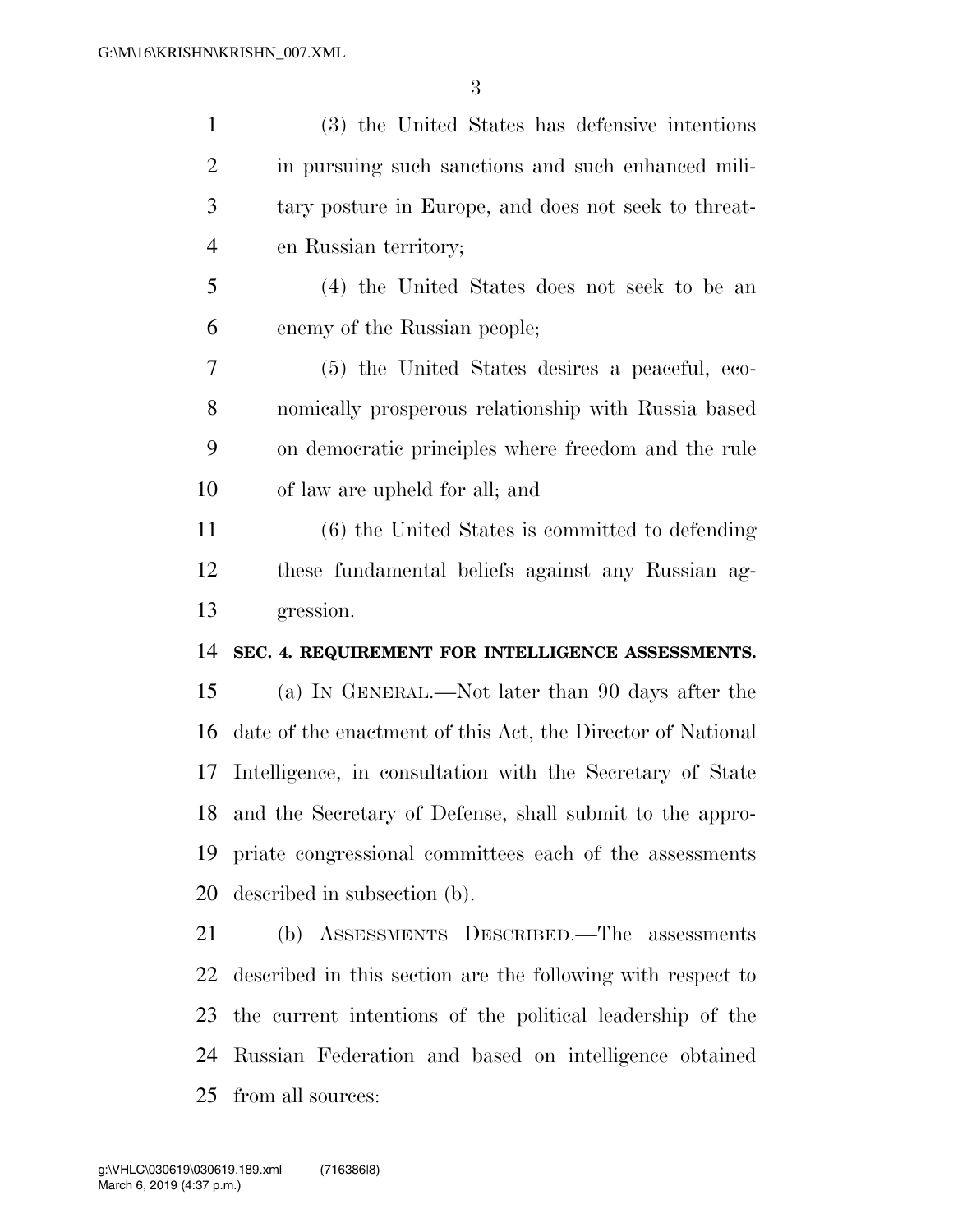(3) the United States has defensive intentions in pursuing such sanctions and such enhanced military posture in Europe, and does not seek to threaten Russian territory;

(4) the United States does not seek to be an enemy of the Russian people;

(5) the United States desires a peaceful, economically prosperous relationship with Russia based on democratic principles where freedom and the rule of law are upheld for all; and

(6) the United States is committed to defending these fundamental beliefs against any Russian aggression.

**SEC. 4. REQUIREMENT FOR INTELLIGENCE ASSESSMENTS.**

(a) IN GENERAL.—Not later than 90 days after the date of the enactment of this Act, the Director of National Intelligence, in consultation with the Secretary of State and the Secretary of Defense, shall submit to the appropriate congressional committees each of the assessments described in subsection (b).

(b) ASSESSMENTS DESCRIBED.—The assessments described in this section are the following with respect to the current intentions of the political leadership of the Russian Federation and based on intelligence obtained from all sources: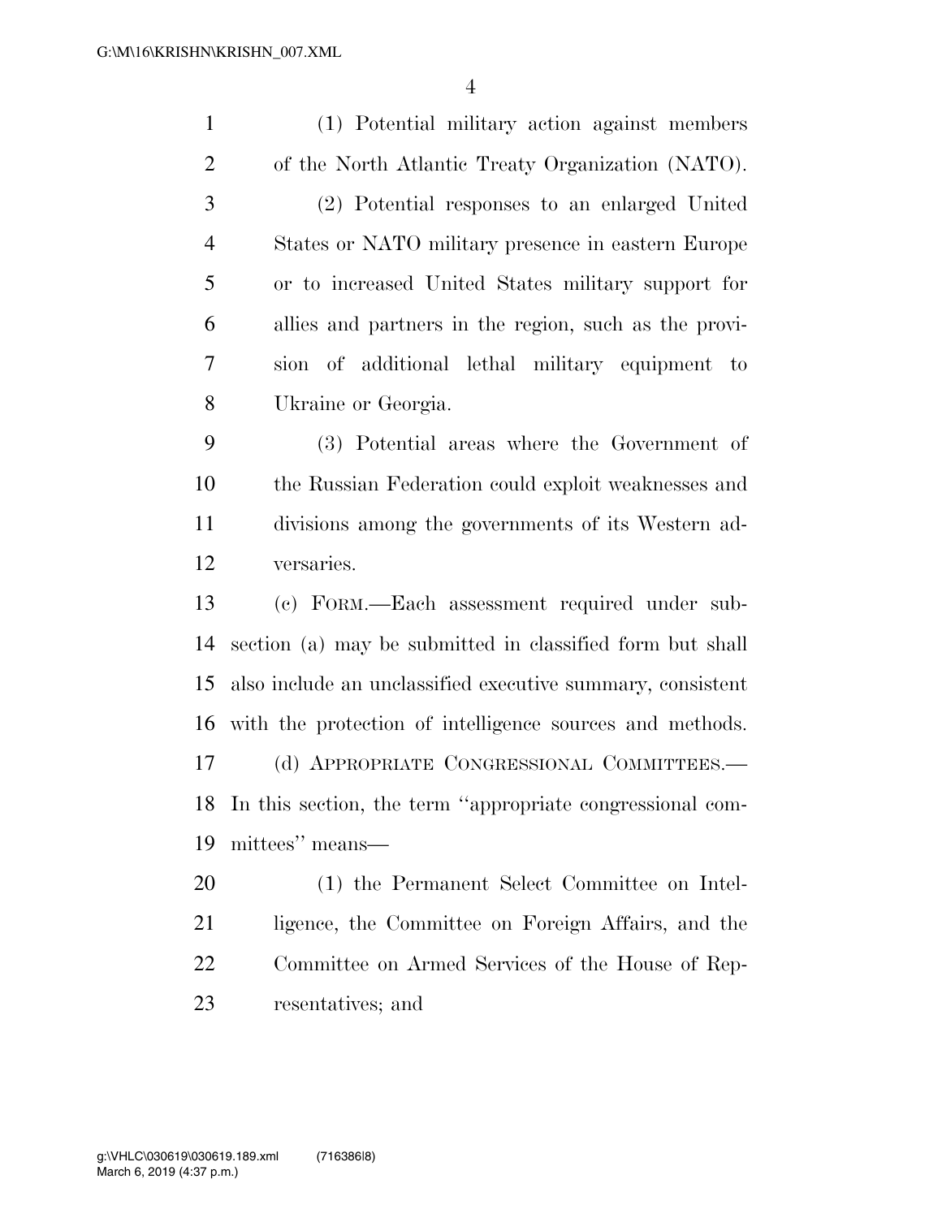(1) Potential military action against members of the North Atlantic Treaty Organization (NATO).

(2) Potential responses to an enlarged United States or NATO military presence in eastern Europe or to increased United States military support for allies and partners in the region, such as the provision of additional lethal military equipment to Ukraine or Georgia.

(3) Potential areas where the Government of the Russian Federation could exploit weaknesses and divisions among the governments of its Western adversaries.

(c) FORM.—Each assessment required under subsection (a) may be submitted in classified form but shall also include an unclassified executive summary, consistent with the protection of intelligence sources and methods.

(d) APPROPRIATE CONGRESSIONAL COMMITTEES.—In this section, the term ''appropriate congressional committees'' means—

(1) the Permanent Select Committee on Intelligence, the Committee on Foreign Affairs, and the Committee on Armed Services of the House of Representatives; and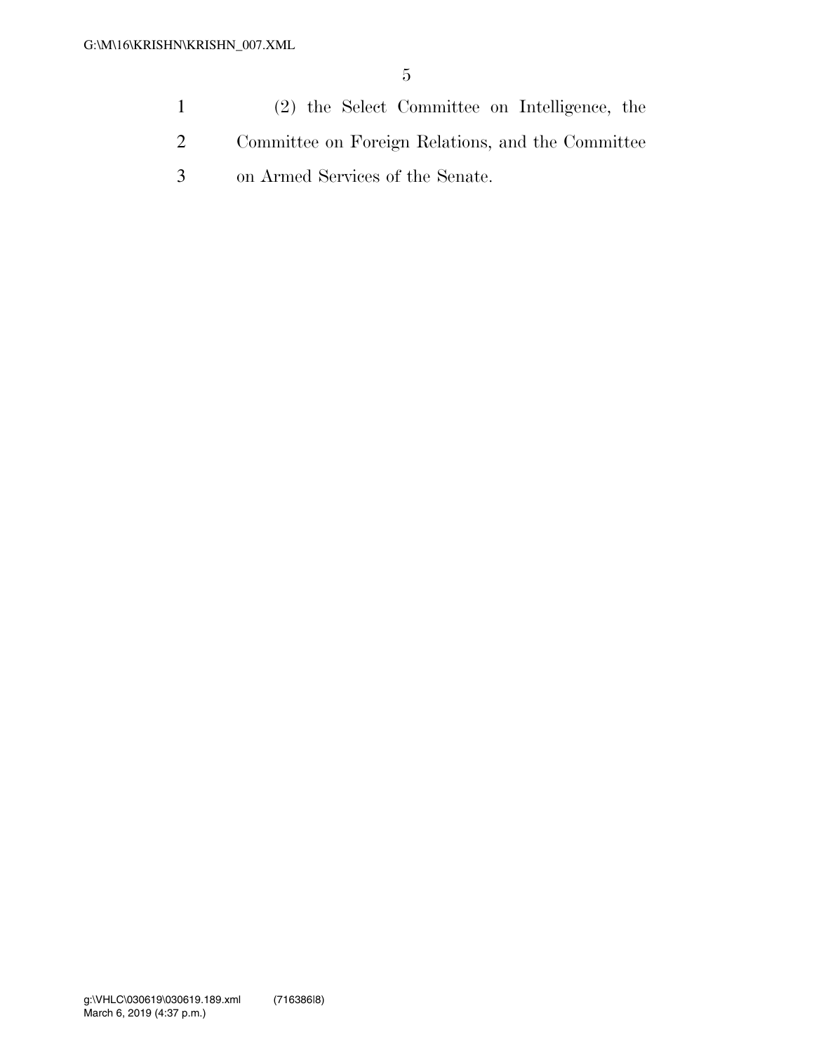(2) the Select Committee on Intelligence, the Committee on Foreign Relations, and the Committee on Armed Services of the Senate.